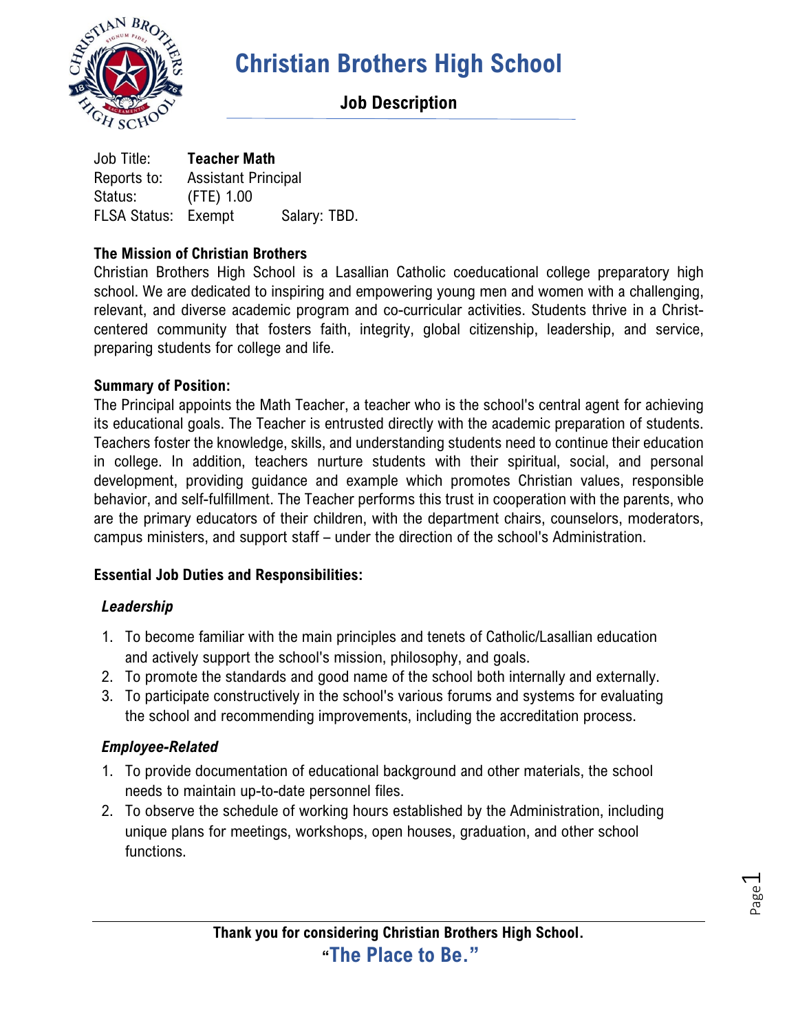# Christian Brothers High School

## Job Description

Job Title: **Teacher Math**
Reports to: Assistant Principal
Status: (FTE) 1.00
FLSA Status: Exempt Salary: TBD.

**The Mission of Christian Brothers**

Christian Brothers High School is a Lasallian Catholic coeducational college preparatory high school. We are dedicated to inspiring and empowering young men and women with a challenging, relevant, and diverse academic program and co-curricular activities. Students thrive in a Christ-centered community that fosters faith, integrity, global citizenship, leadership, and service, preparing students for college and life.

**Summary of Position:**

The Principal appoints the Math Teacher, a teacher who is the school's central agent for achieving its educational goals. The Teacher is entrusted directly with the academic preparation of students. Teachers foster the knowledge, skills, and understanding students need to continue their education in college. In addition, teachers nurture students with their spiritual, social, and personal development, providing guidance and example which promotes Christian values, responsible behavior, and self-fulfillment. The Teacher performs this trust in cooperation with the parents, who are the primary educators of their children, with the department chairs, counselors, moderators, campus ministers, and support staff – under the direction of the school's Administration.

**Essential Job Duties and Responsibilities:**

***Leadership***

1. To become familiar with the main principles and tenets of Catholic/Lasallian education and actively support the school's mission, philosophy, and goals.
2. To promote the standards and good name of the school both internally and externally.
3. To participate constructively in the school's various forums and systems for evaluating the school and recommending improvements, including the accreditation process.

***Employee-Related***

1. To provide documentation of educational background and other materials, the school needs to maintain up-to-date personnel files.
2. To observe the schedule of working hours established by the Administration, including unique plans for meetings, workshops, open houses, graduation, and other school functions.

**Thank you for considering Christian Brothers High School.**
**"The Place to Be."**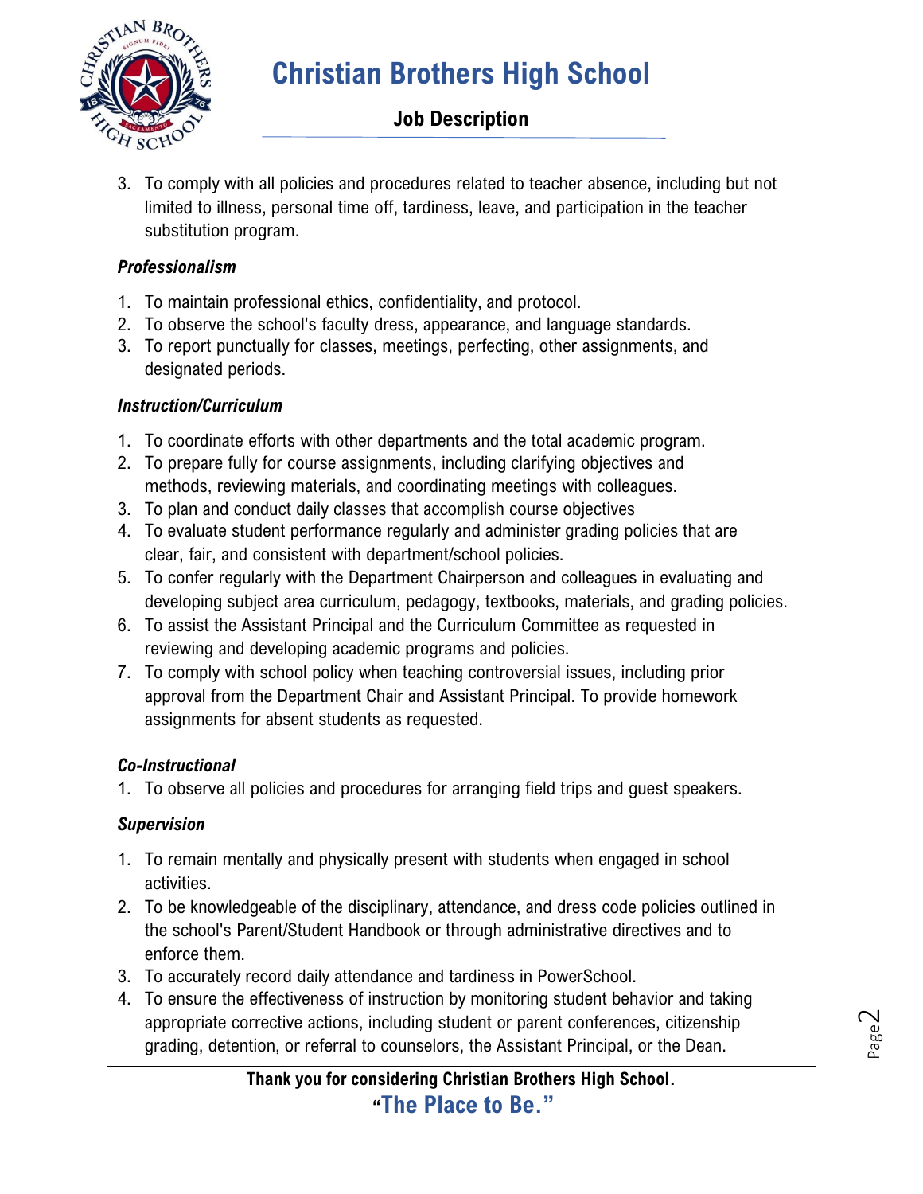3. To comply with all policies and procedures related to teacher absence, including but not limited to illness, personal time off, tardiness, leave, and participation in the teacher substitution program.

### *Professionalism*

1. To maintain professional ethics, confidentiality, and protocol.
2. To observe the school's faculty dress, appearance, and language standards.
3. To report punctually for classes, meetings, perfecting, other assignments, and designated periods.

### *Instruction/Curriculum*

1. To coordinate efforts with other departments and the total academic program.
2. To prepare fully for course assignments, including clarifying objectives and methods, reviewing materials, and coordinating meetings with colleagues.
3. To plan and conduct daily classes that accomplish course objectives
4. To evaluate student performance regularly and administer grading policies that are clear, fair, and consistent with department/school policies.
5. To confer regularly with the Department Chairperson and colleagues in evaluating and developing subject area curriculum, pedagogy, textbooks, materials, and grading policies.
6. To assist the Assistant Principal and the Curriculum Committee as requested in reviewing and developing academic programs and policies.
7. To comply with school policy when teaching controversial issues, including prior approval from the Department Chair and Assistant Principal. To provide homework assignments for absent students as requested.

### *Co-Instructional*

1. To observe all policies and procedures for arranging field trips and guest speakers.

### *Supervision*

1. To remain mentally and physically present with students when engaged in school activities.
2. To be knowledgeable of the disciplinary, attendance, and dress code policies outlined in the school's Parent/Student Handbook or through administrative directives and to enforce them.
3. To accurately record daily attendance and tardiness in PowerSchool.
4. To ensure the effectiveness of instruction by monitoring student behavior and taking appropriate corrective actions, including student or parent conferences, citizenship grading, detention, or referral to counselors, the Assistant Principal, or the Dean.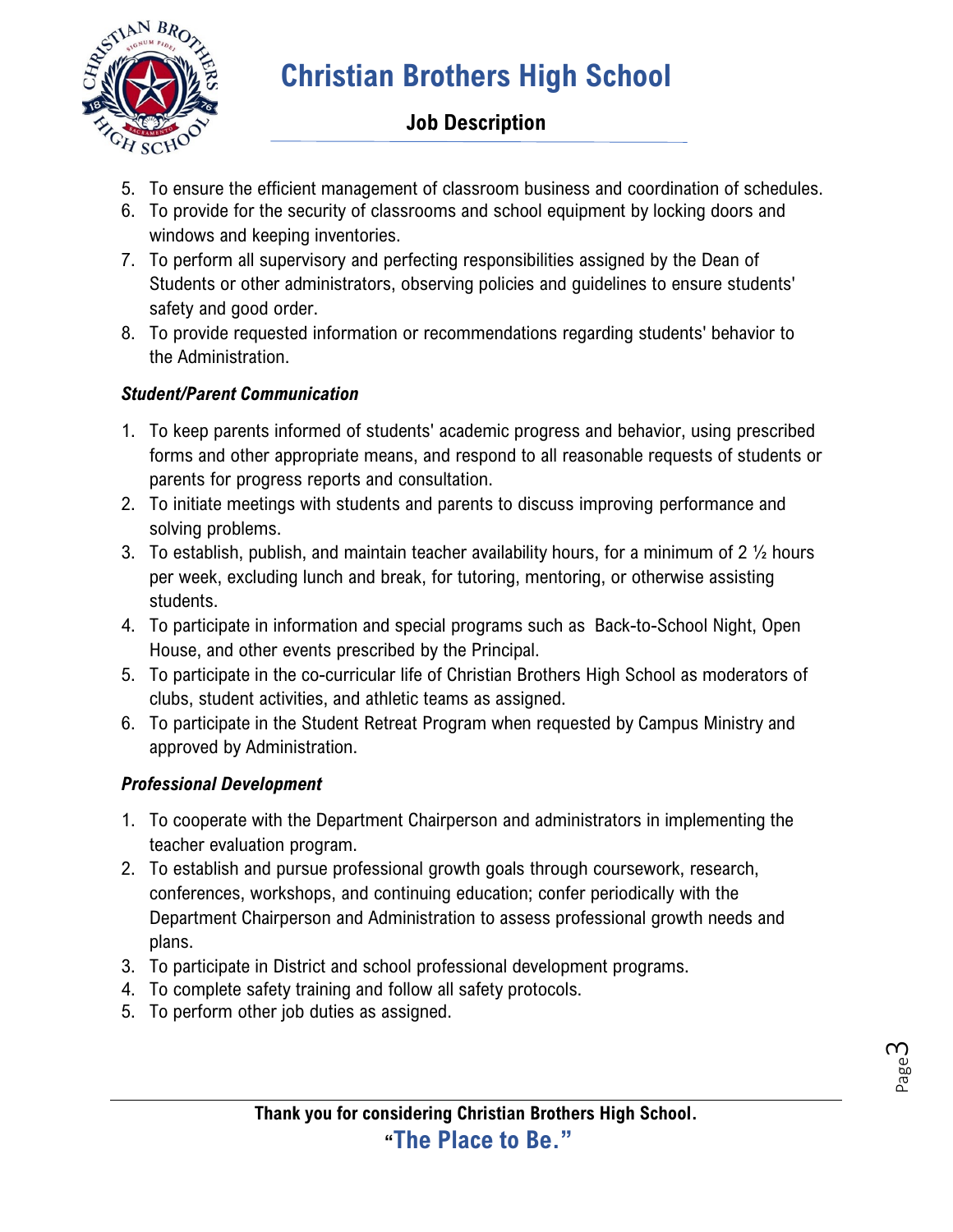5. To ensure the efficient management of classroom business and coordination of schedules.
6. To provide for the security of classrooms and school equipment by locking doors and windows and keeping inventories.
7. To perform all supervisory and perfecting responsibilities assigned by the Dean of Students or other administrators, observing policies and guidelines to ensure students' safety and good order.
8. To provide requested information or recommendations regarding students' behavior to the Administration.

***Student/Parent Communication***

1. To keep parents informed of students' academic progress and behavior, using prescribed forms and other appropriate means, and respond to all reasonable requests of students or parents for progress reports and consultation.
2. To initiate meetings with students and parents to discuss improving performance and solving problems.
3. To establish, publish, and maintain teacher availability hours, for a minimum of 2 ½ hours per week, excluding lunch and break, for tutoring, mentoring, or otherwise assisting students.
4. To participate in information and special programs such as Back-to-School Night, Open House, and other events prescribed by the Principal.
5. To participate in the co-curricular life of Christian Brothers High School as moderators of clubs, student activities, and athletic teams as assigned.
6. To participate in the Student Retreat Program when requested by Campus Ministry and approved by Administration.

***Professional Development***

1. To cooperate with the Department Chairperson and administrators in implementing the teacher evaluation program.
2. To establish and pursue professional growth goals through coursework, research, conferences, workshops, and continuing education; confer periodically with the Department Chairperson and Administration to assess professional growth needs and plans.
3. To participate in District and school professional development programs.
4. To complete safety training and follow all safety protocols.
5. To perform other job duties as assigned.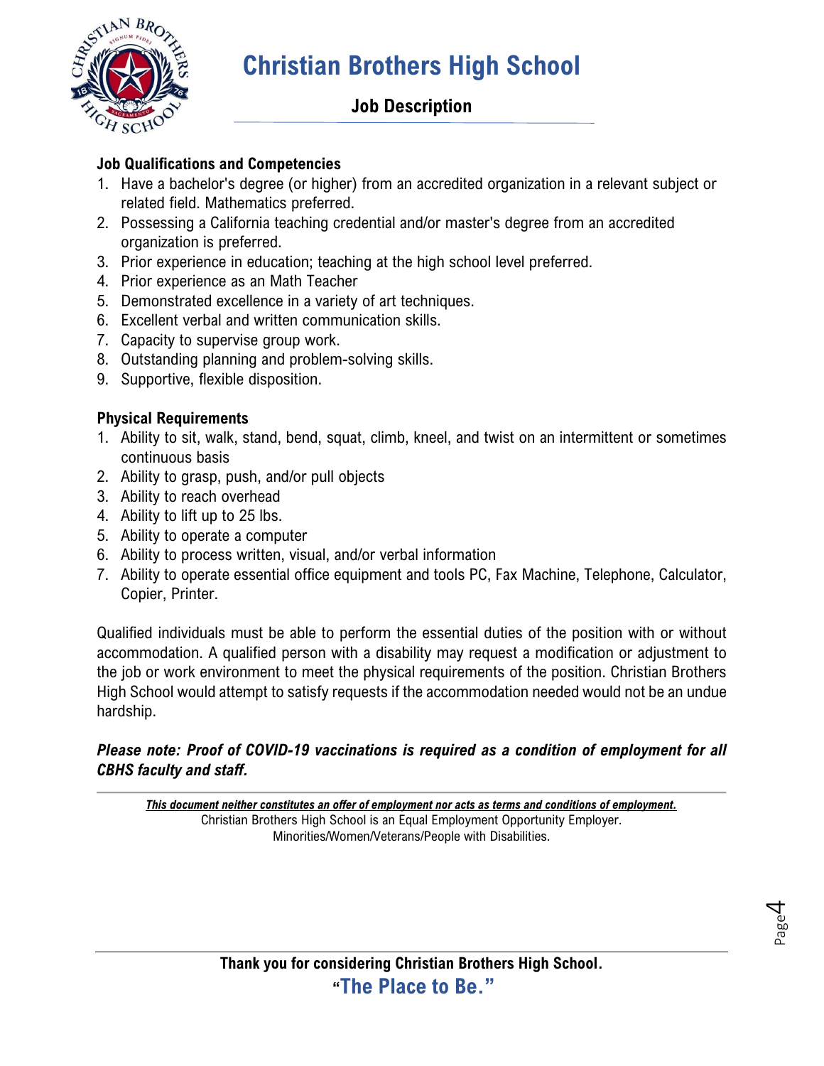# Christian Brothers High School

## Job Description

### Job Qualifications and Competencies

1. Have a bachelor's degree (or higher) from an accredited organization in a relevant subject or related field. Mathematics preferred.
2. Possessing a California teaching credential and/or master's degree from an accredited organization is preferred.
3. Prior experience in education; teaching at the high school level preferred.
4. Prior experience as an Math Teacher
5. Demonstrated excellence in a variety of art techniques.
6. Excellent verbal and written communication skills.
7. Capacity to supervise group work.
8. Outstanding planning and problem-solving skills.
9. Supportive, flexible disposition.

### Physical Requirements

1. Ability to sit, walk, stand, bend, squat, climb, kneel, and twist on an intermittent or sometimes continuous basis
2. Ability to grasp, push, and/or pull objects
3. Ability to reach overhead
4. Ability to lift up to 25 lbs.
5. Ability to operate a computer
6. Ability to process written, visual, and/or verbal information
7. Ability to operate essential office equipment and tools PC, Fax Machine, Telephone, Calculator, Copier, Printer.

Qualified individuals must be able to perform the essential duties of the position with or without accommodation. A qualified person with a disability may request a modification or adjustment to the job or work environment to meet the physical requirements of the position. Christian Brothers High School would attempt to satisfy requests if the accommodation needed would not be an undue hardship.

***Please note: Proof of COVID-19 vaccinations is required as a condition of employment for all CBHS faculty and staff.***

---

***This document neither constitutes an offer of employment nor acts as terms and conditions of employment.***
Christian Brothers High School is an Equal Employment Opportunity Employer.
Minorities/Women/Veterans/People with Disabilities.

---

**Thank you for considering Christian Brothers High School.**

**"The Place to Be."**